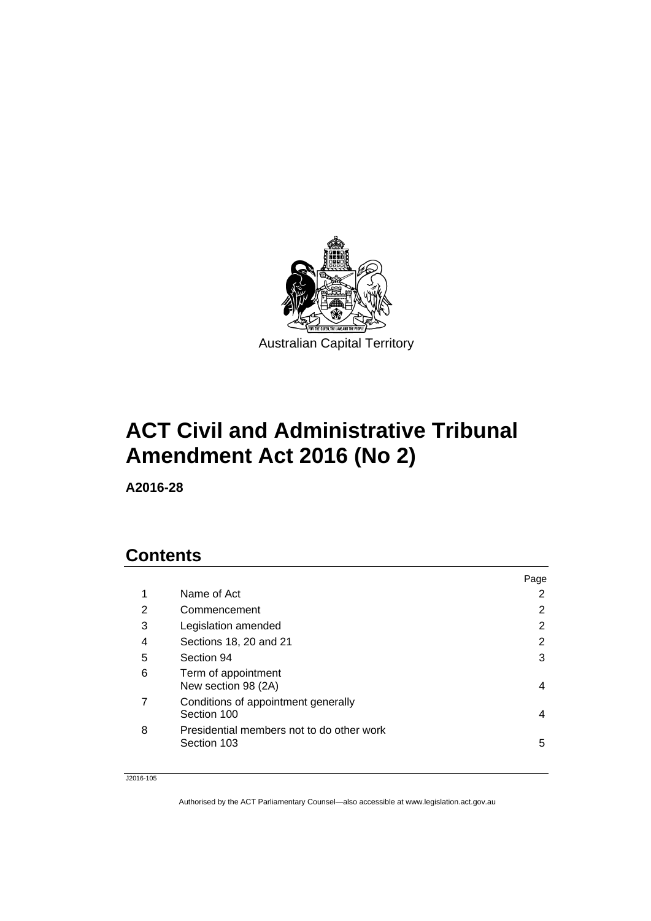Australian Capital Territory

# ACT Civil and Administrative Tribunal Amendment Act 2016 (No 2)

**A2016-28**

## Contents

| | | Page |
|---|---|---|
| 1 | Name of Act | 2 |
| 2 | Commencement | 2 |
| 3 | Legislation amended | 2 |
| 4 | Sections 18, 20 and 21 | 2 |
| 5 | Section 94 | 3 |
| 6 | Term of appointment<br>New section 98 (2A) | 4 |
| 7 | Conditions of appointment generally<br>Section 100 | 4 |
| 8 | Presidential members not to do other work<br>Section 103 | 5 |

J2016-105

Authorised by the ACT Parliamentary Counsel—also accessible at www.legislation.act.gov.au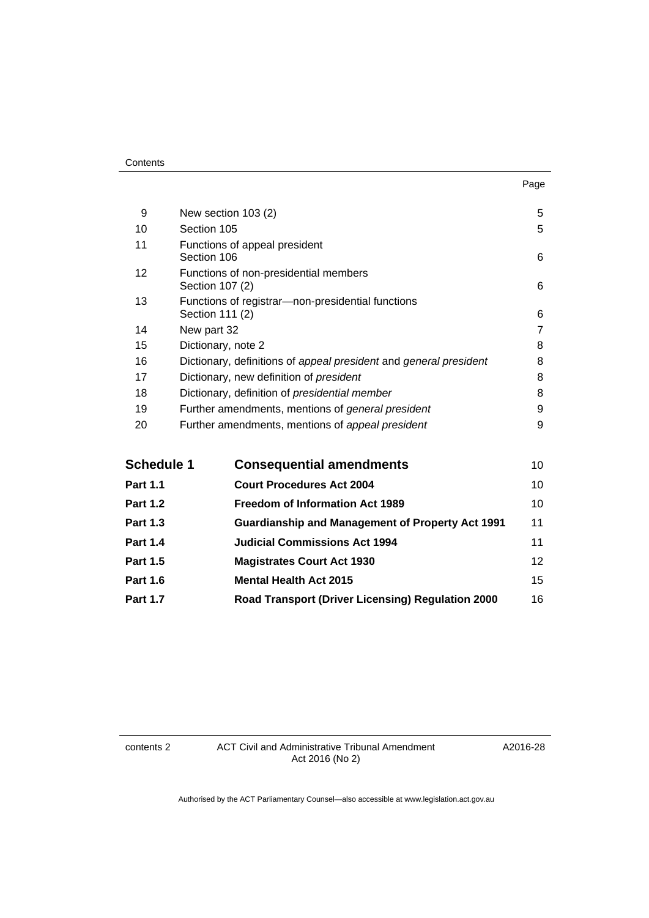| | | Page |
|---|---|---|
| 9 | New section 103 (2) | 5 |
| 10 | Section 105 | 5 |
| 11 | Functions of appeal president<br>Section 106 | 6 |
| 12 | Functions of non-presidential members<br>Section 107 (2) | 6 |
| 13 | Functions of registrar—non-presidential functions<br>Section 111 (2) | 6 |
| 14 | New part 32 | 7 |
| 15 | Dictionary, note 2 | 8 |
| 16 | Dictionary, definitions of *appeal president* and *general president* | 8 |
| 17 | Dictionary, new definition of *president* | 8 |
| 18 | Dictionary, definition of *presidential member* | 8 |
| 19 | Further amendments, mentions of *general president* | 9 |
| 20 | Further amendments, mentions of *appeal president* | 9 |

| | | |
|---|---|---|
| **Schedule 1** | **Consequential amendments** | 10 |
| **Part 1.1** | **Court Procedures Act 2004** | 10 |
| **Part 1.2** | **Freedom of Information Act 1989** | 10 |
| **Part 1.3** | **Guardianship and Management of Property Act 1991** | 11 |
| **Part 1.4** | **Judicial Commissions Act 1994** | 11 |
| **Part 1.5** | **Magistrates Court Act 1930** | 12 |
| **Part 1.6** | **Mental Health Act 2015** | 15 |
| **Part 1.7** | **Road Transport (Driver Licensing) Regulation 2000** | 16 |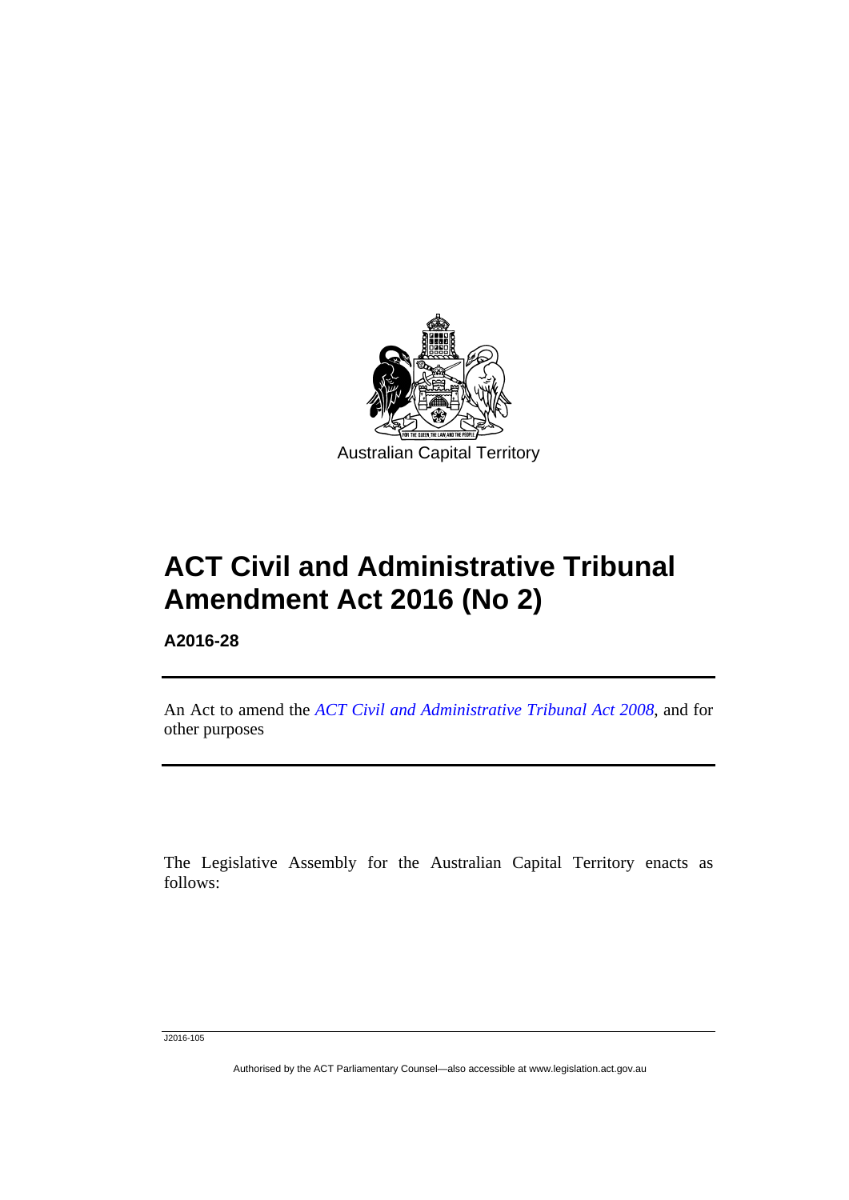Australian Capital Territory

# ACT Civil and Administrative Tribunal Amendment Act 2016 (No 2)

**A2016-28**

An Act to amend the *ACT Civil and Administrative Tribunal Act 2008*, and for other purposes

The Legislative Assembly for the Australian Capital Territory enacts as follows: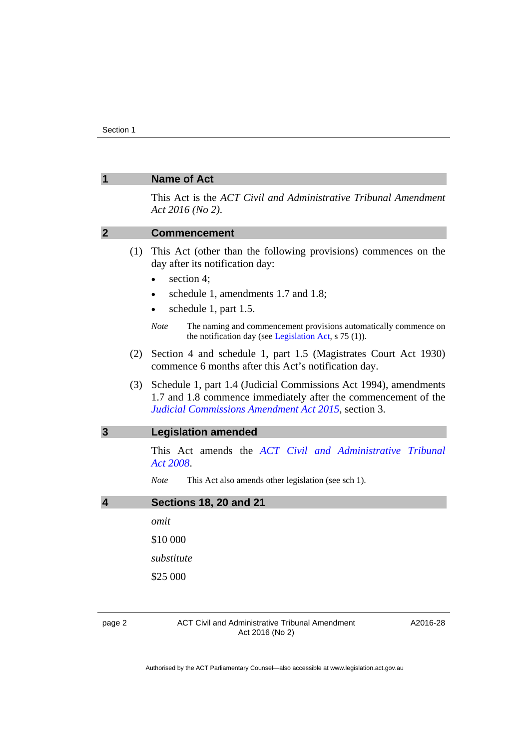## 1 Name of Act

This Act is the *ACT Civil and Administrative Tribunal Amendment Act 2016 (No 2)*.

## 2 Commencement

(1) This Act (other than the following provisions) commences on the day after its notification day:

- section 4;
- schedule 1, amendments 1.7 and 1.8;
- schedule 1, part 1.5.

*Note* The naming and commencement provisions automatically commence on the notification day (see Legislation Act, s 75 (1)).

(2) Section 4 and schedule 1, part 1.5 (Magistrates Court Act 1930) commence 6 months after this Act's notification day.

(3) Schedule 1, part 1.4 (Judicial Commissions Act 1994), amendments 1.7 and 1.8 commence immediately after the commencement of the *Judicial Commissions Amendment Act 2015*, section 3.

## 3 Legislation amended

This Act amends the *ACT Civil and Administrative Tribunal Act 2008*.

*Note* This Act also amends other legislation (see sch 1).

## 4 Sections 18, 20 and 21

*omit*

$10 000

*substitute*

$25 000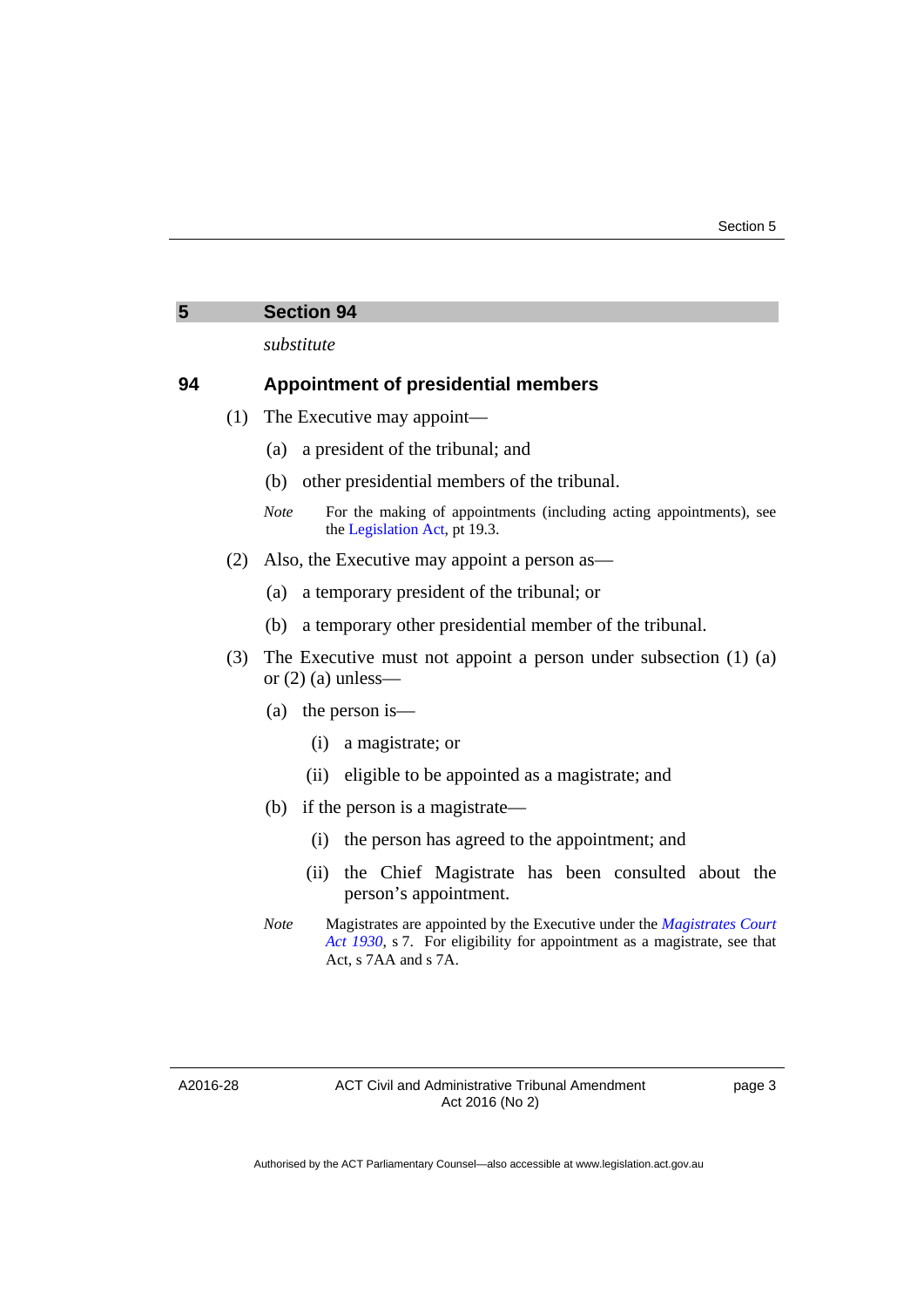## 5 Section 94

*substitute*

### 94 Appointment of presidential members

(1) The Executive may appoint—

(a) a president of the tribunal; and

(b) other presidential members of the tribunal.

*Note* For the making of appointments (including acting appointments), see the Legislation Act, pt 19.3.

(2) Also, the Executive may appoint a person as—

(a) a temporary president of the tribunal; or

(b) a temporary other presidential member of the tribunal.

(3) The Executive must not appoint a person under subsection (1) (a) or (2) (a) unless—

(a) the person is—

(i) a magistrate; or

(ii) eligible to be appointed as a magistrate; and

(b) if the person is a magistrate—

(i) the person has agreed to the appointment; and

(ii) the Chief Magistrate has been consulted about the person's appointment.

*Note* Magistrates are appointed by the Executive under the *Magistrates Court Act 1930*, s 7. For eligibility for appointment as a magistrate, see that Act, s 7AA and s 7A.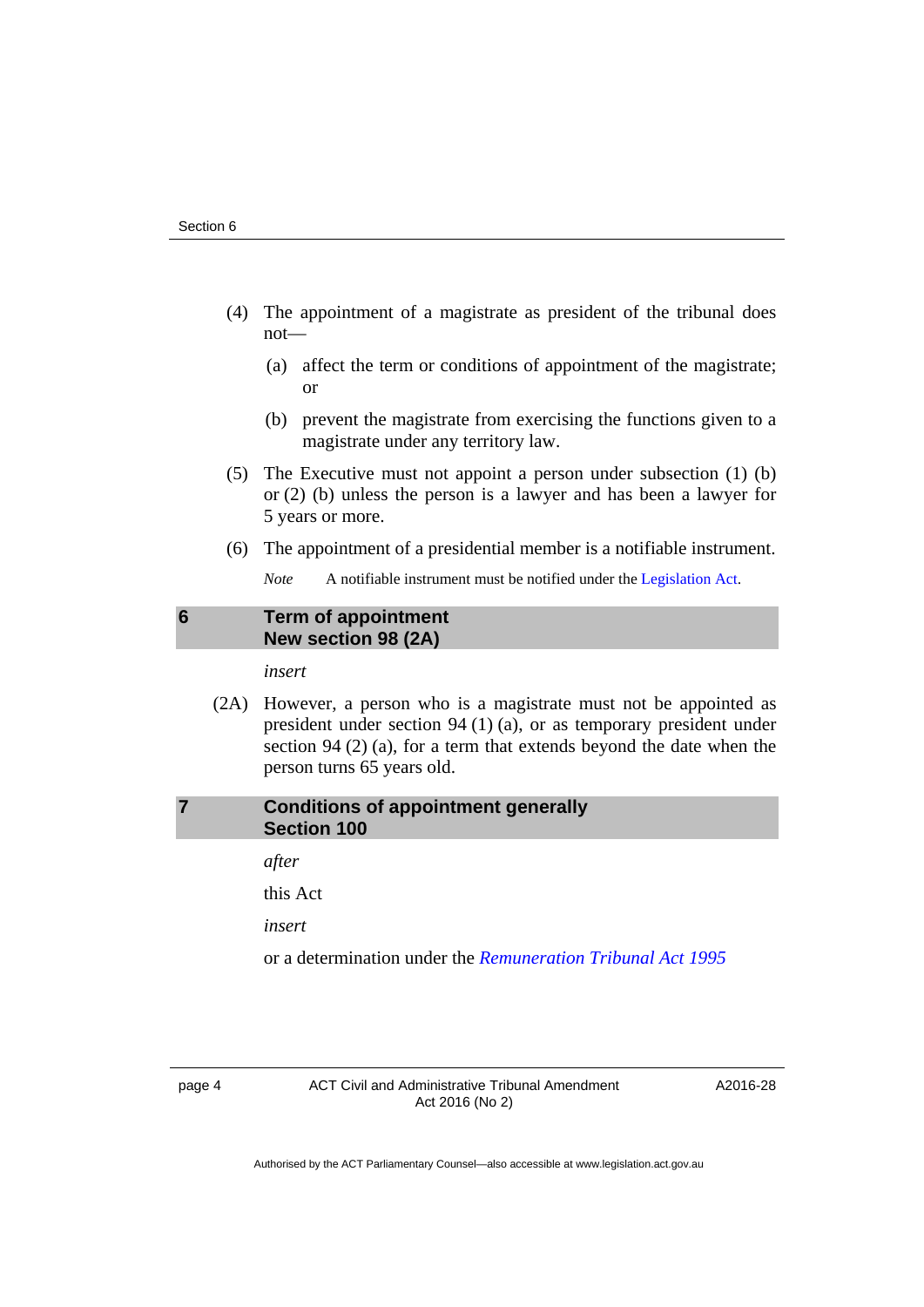(4) The appointment of a magistrate as president of the tribunal does not—

(a) affect the term or conditions of appointment of the magistrate; or

(b) prevent the magistrate from exercising the functions given to a magistrate under any territory law.

(5) The Executive must not appoint a person under subsection (1) (b) or (2) (b) unless the person is a lawyer and has been a lawyer for 5 years or more.

(6) The appointment of a presidential member is a notifiable instrument.

*Note* A notifiable instrument must be notified under the Legislation Act.

## 6 Term of appointment
## New section 98 (2A)

*insert*

(2A) However, a person who is a magistrate must not be appointed as president under section 94 (1) (a), or as temporary president under section 94 (2) (a), for a term that extends beyond the date when the person turns 65 years old.

## 7 Conditions of appointment generally
## Section 100

*after*

this Act

*insert*

or a determination under the *Remuneration Tribunal Act 1995*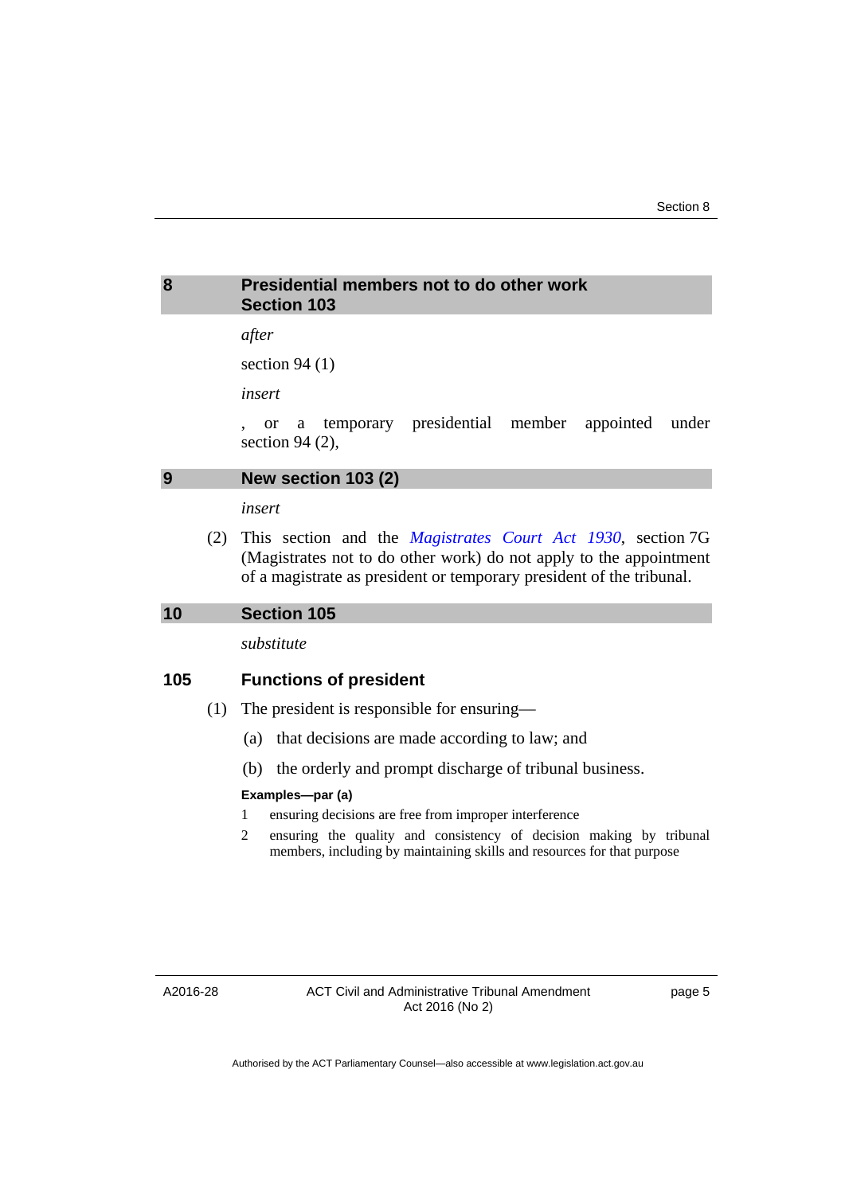## 8 Presidential members not to do other work Section 103

*after*

section 94 (1)

*insert*

, or a temporary presidential member appointed under section 94 (2),

## 9 New section 103 (2)

*insert*

(2) This section and the *Magistrates Court Act 1930*, section 7G (Magistrates not to do other work) do not apply to the appointment of a magistrate as president or temporary president of the tribunal.

## 10 Section 105

*substitute*

### 105 Functions of president

(1) The president is responsible for ensuring—

(a) that decisions are made according to law; and

(b) the orderly and prompt discharge of tribunal business.

**Examples—par (a)**

1 ensuring decisions are free from improper interference

2 ensuring the quality and consistency of decision making by tribunal members, including by maintaining skills and resources for that purpose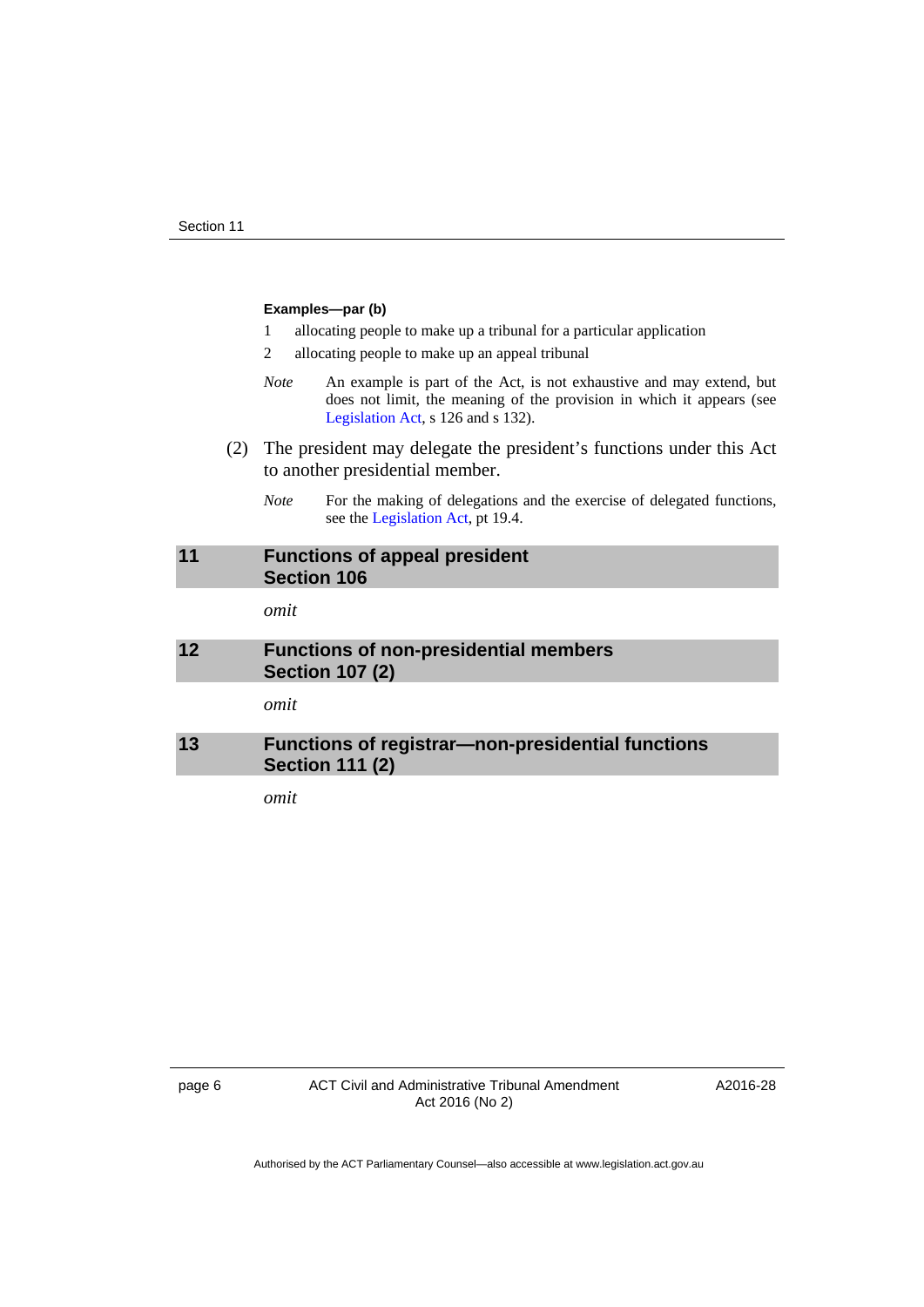**Examples—par (b)**

1 allocating people to make up a tribunal for a particular application

2 allocating people to make up an appeal tribunal

*Note* An example is part of the Act, is not exhaustive and may extend, but does not limit, the meaning of the provision in which it appears (see Legislation Act, s 126 and s 132).

(2) The president may delegate the president's functions under this Act to another presidential member.

*Note* For the making of delegations and the exercise of delegated functions, see the Legislation Act, pt 19.4.

## 11 Functions of appeal president Section 106

*omit*

## 12 Functions of non-presidential members Section 107 (2)

*omit*

## 13 Functions of registrar—non-presidential functions Section 111 (2)

*omit*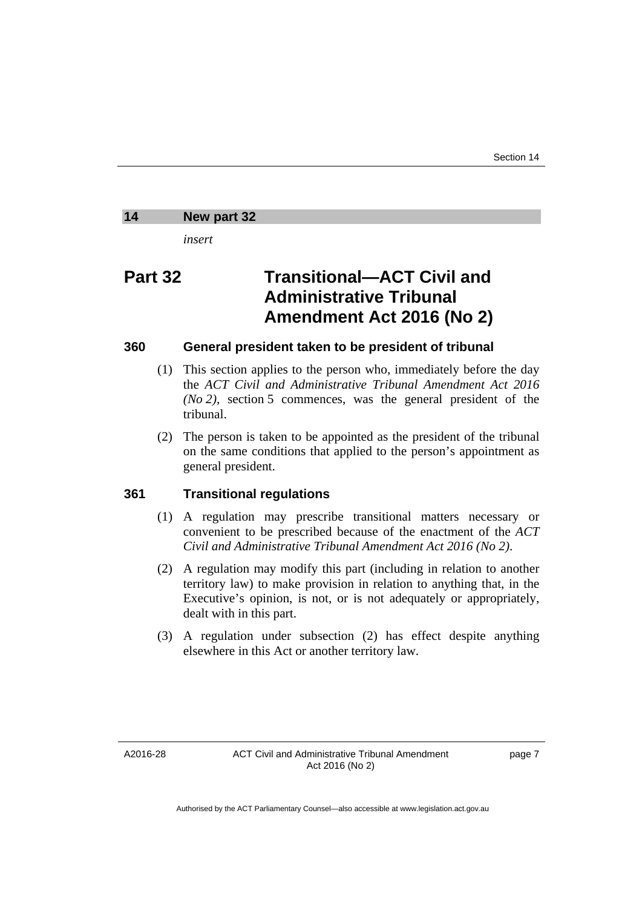## 14 New part 32

*insert*

# Part 32 Transitional—ACT Civil and Administrative Tribunal Amendment Act 2016 (No 2)

### 360 General president taken to be president of tribunal

(1) This section applies to the person who, immediately before the day the *ACT Civil and Administrative Tribunal Amendment Act 2016 (No 2)*, section 5 commences, was the general president of the tribunal.

(2) The person is taken to be appointed as the president of the tribunal on the same conditions that applied to the person's appointment as general president.

### 361 Transitional regulations

(1) A regulation may prescribe transitional matters necessary or convenient to be prescribed because of the enactment of the *ACT Civil and Administrative Tribunal Amendment Act 2016 (No 2)*.

(2) A regulation may modify this part (including in relation to another territory law) to make provision in relation to anything that, in the Executive's opinion, is not, or is not adequately or appropriately, dealt with in this part.

(3) A regulation under subsection (2) has effect despite anything elsewhere in this Act or another territory law.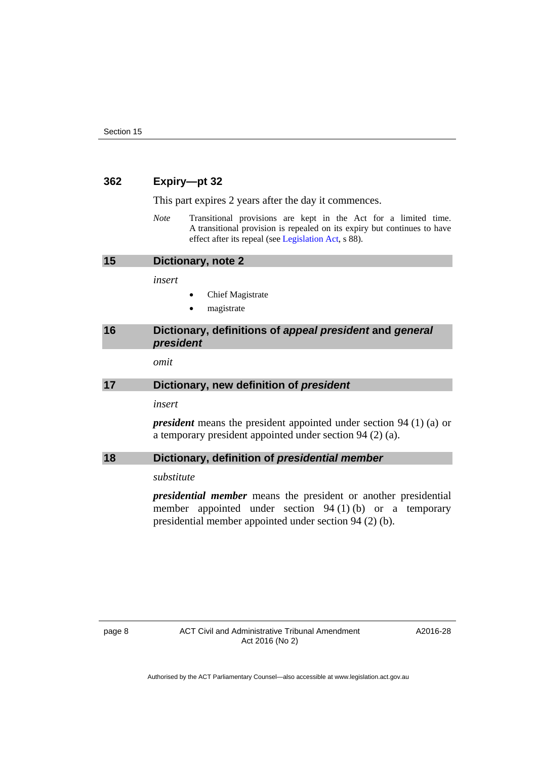### 362 Expiry—pt 32

This part expires 2 years after the day it commences.

*Note* Transitional provisions are kept in the Act for a limited time. A transitional provision is repealed on its expiry but continues to have effect after its repeal (see Legislation Act, s 88).

## 15 Dictionary, note 2

*insert*

- Chief Magistrate
- magistrate

## 16 Dictionary, definitions of *appeal president* and *general president*

*omit*

## 17 Dictionary, new definition of *president*

*insert*

***president*** means the president appointed under section 94 (1) (a) or a temporary president appointed under section 94 (2) (a).

## 18 Dictionary, definition of *presidential member*

*substitute*

***presidential member*** means the president or another presidential member appointed under section 94 (1) (b) or a temporary presidential member appointed under section 94 (2) (b).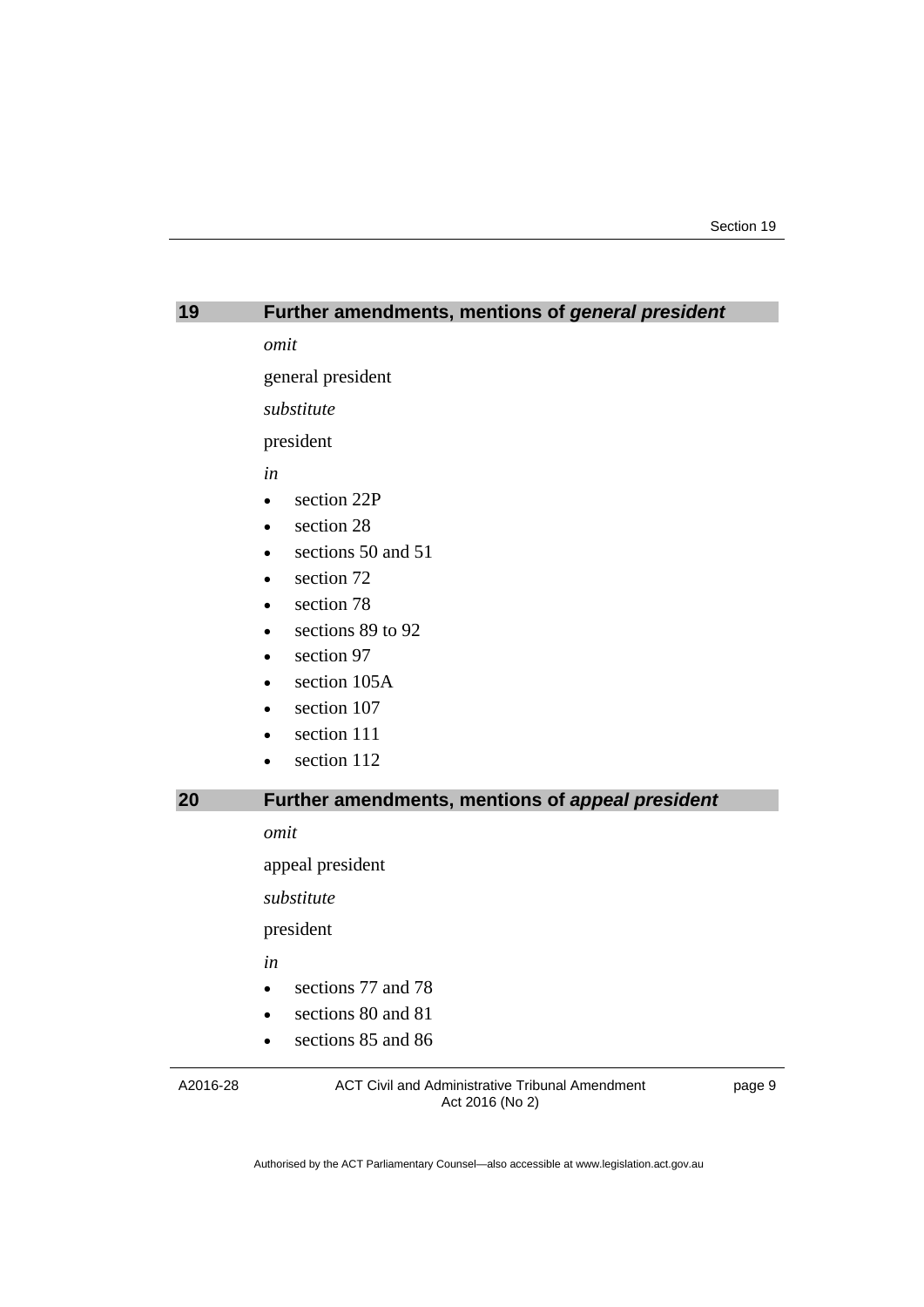## 19 Further amendments, mentions of ***general president***

*omit*

general president

*substitute*

president

*in*

- section 22P
- section 28
- sections 50 and 51
- section 72
- section 78
- sections 89 to 92
- section 97
- section 105A
- section 107
- section 111
- section 112

## 20 Further amendments, mentions of ***appeal president***

*omit*

appeal president

*substitute*

president

*in*

- sections 77 and 78
- sections 80 and 81
- sections 85 and 86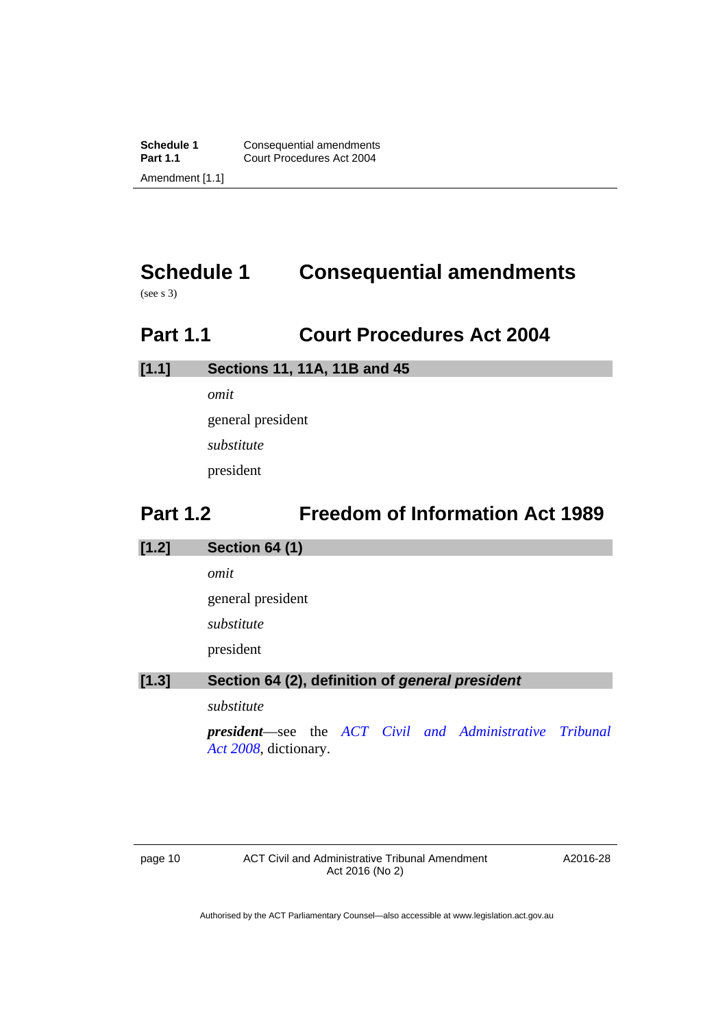# Schedule 1 Consequential amendments

(see s 3)

## Part 1.1 Court Procedures Act 2004

### [1.1] Sections 11, 11A, 11B and 45

*omit*

general president

*substitute*

president

## Part 1.2 Freedom of Information Act 1989

### [1.2] Section 64 (1)

*omit*

general president

*substitute*

president

### [1.3] Section 64 (2), definition of *general president*

*substitute*

***president***—see the *ACT Civil and Administrative Tribunal Act 2008*, dictionary.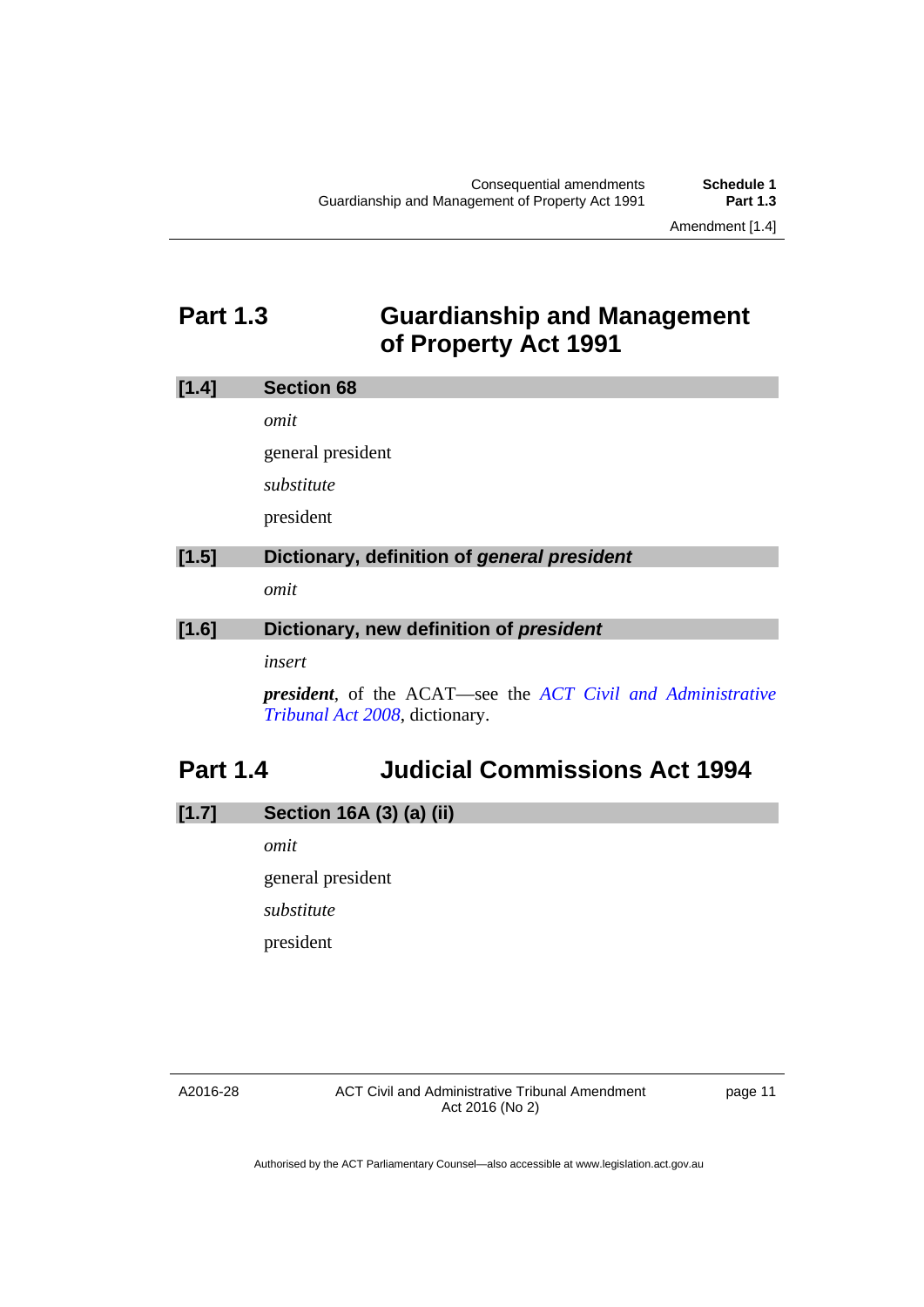## Part 1.3 Guardianship and Management of Property Act 1991

### [1.4] Section 68

*omit*

general president

*substitute*

president

### [1.5] Dictionary, definition of *general president*

*omit*

### [1.6] Dictionary, new definition of *president*

*insert*

***president***, of the ACAT—see the *ACT Civil and Administrative Tribunal Act 2008*, dictionary.

## Part 1.4 Judicial Commissions Act 1994

### [1.7] Section 16A (3) (a) (ii)

*omit*

general president

*substitute*

president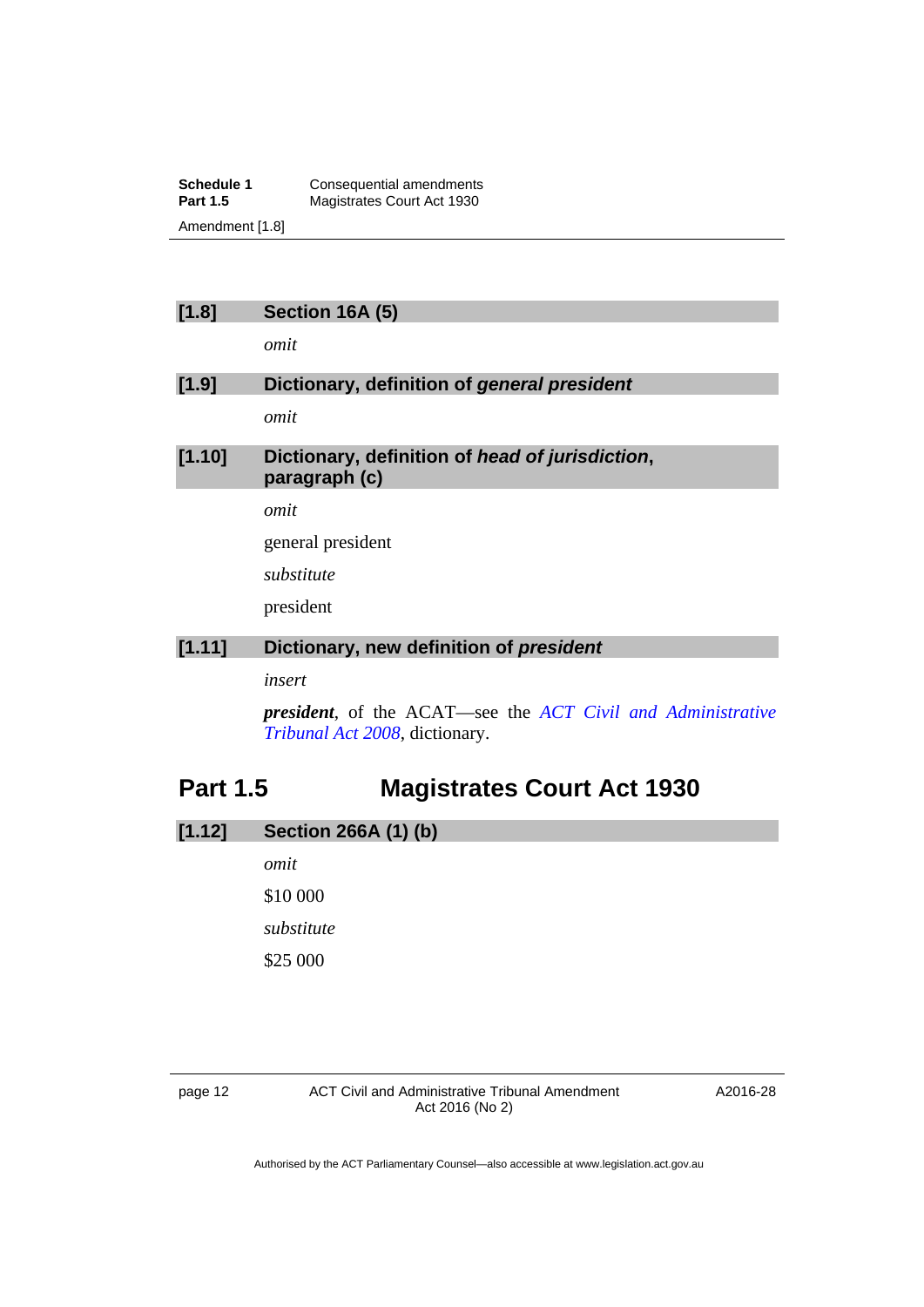### [1.8] Section 16A (5)

*omit*

### [1.9] Dictionary, definition of *general president*

*omit*

### [1.10] Dictionary, definition of *head of jurisdiction*, paragraph (c)

*omit*

general president

*substitute*

president

### [1.11] Dictionary, new definition of *president*

*insert*

***president***, of the ACAT—see the *ACT Civil and Administrative Tribunal Act 2008*, dictionary.

## Part 1.5 Magistrates Court Act 1930

### [1.12] Section 266A (1) (b)

*omit*

$10 000

*substitute*

$25 000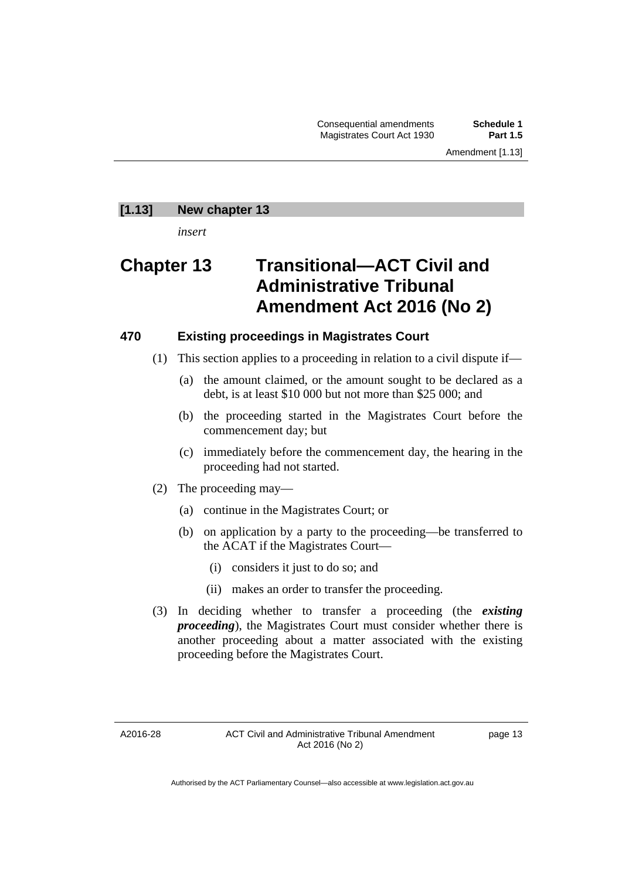### [1.13] New chapter 13

*insert*

# Chapter 13 Transitional—ACT Civil and Administrative Tribunal Amendment Act 2016 (No 2)

### 470 Existing proceedings in Magistrates Court

(1) This section applies to a proceeding in relation to a civil dispute if—

(a) the amount claimed, or the amount sought to be declared as a debt, is at least $10 000 but not more than $25 000; and

(b) the proceeding started in the Magistrates Court before the commencement day; but

(c) immediately before the commencement day, the hearing in the proceeding had not started.

(2) The proceeding may—

(a) continue in the Magistrates Court; or

(b) on application by a party to the proceeding—be transferred to the ACAT if the Magistrates Court—

(i) considers it just to do so; and

(ii) makes an order to transfer the proceeding.

(3) In deciding whether to transfer a proceeding (the ***existing proceeding***), the Magistrates Court must consider whether there is another proceeding about a matter associated with the existing proceeding before the Magistrates Court.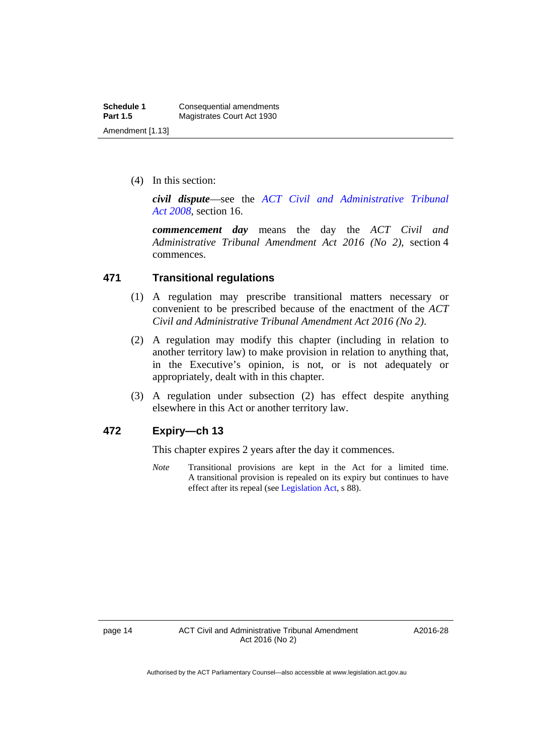(4) In this section:

***civil dispute***—see the *ACT Civil and Administrative Tribunal Act 2008*, section 16.

***commencement day*** means the day the *ACT Civil and Administrative Tribunal Amendment Act 2016 (No 2)*, section 4 commences.

### 471 Transitional regulations

(1) A regulation may prescribe transitional matters necessary or convenient to be prescribed because of the enactment of the *ACT Civil and Administrative Tribunal Amendment Act 2016 (No 2)*.

(2) A regulation may modify this chapter (including in relation to another territory law) to make provision in relation to anything that, in the Executive's opinion, is not, or is not adequately or appropriately, dealt with in this chapter.

(3) A regulation under subsection (2) has effect despite anything elsewhere in this Act or another territory law.

### 472 Expiry—ch 13

This chapter expires 2 years after the day it commences.

*Note* Transitional provisions are kept in the Act for a limited time. A transitional provision is repealed on its expiry but continues to have effect after its repeal (see Legislation Act, s 88).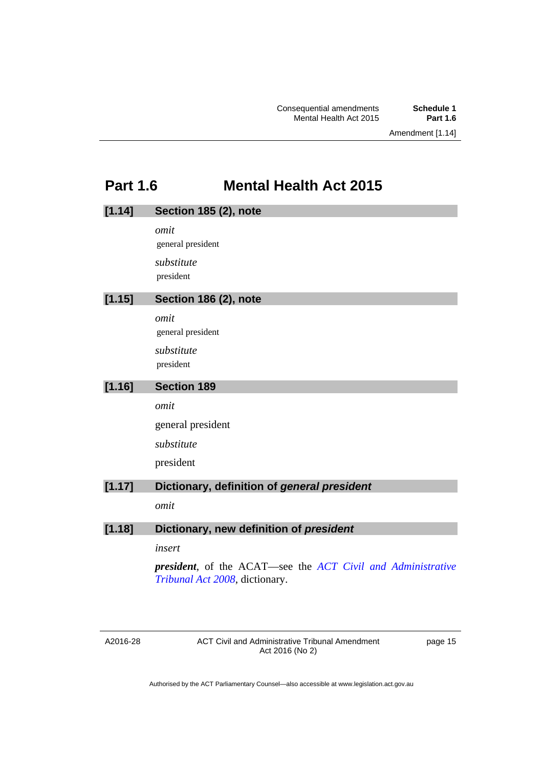## Part 1.6 Mental Health Act 2015

### [1.14] Section 185 (2), note

*omit*

general president

*substitute*

president

### [1.15] Section 186 (2), note

*omit*

general president

*substitute*

president

### [1.16] Section 189

*omit*

general president

*substitute*

president

### [1.17] Dictionary, definition of *general president*

*omit*

### [1.18] Dictionary, new definition of *president*

*insert*

***president***, of the ACAT—see the *ACT Civil and Administrative Tribunal Act 2008*, dictionary.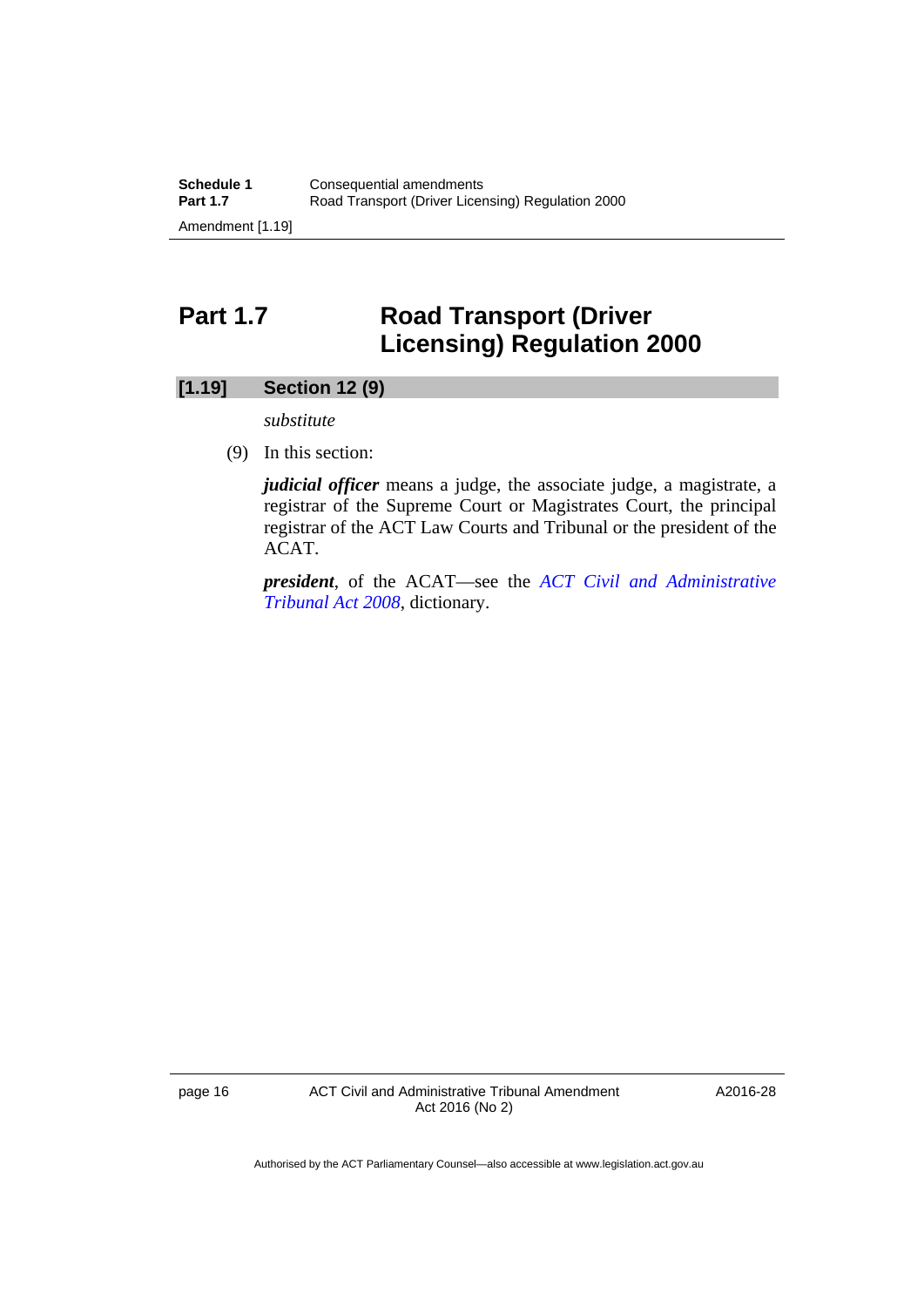## Part 1.7 Road Transport (Driver Licensing) Regulation 2000

### [1.19] Section 12 (9)

*substitute*

(9) In this section:

***judicial officer*** means a judge, the associate judge, a magistrate, a registrar of the Supreme Court or Magistrates Court, the principal registrar of the ACT Law Courts and Tribunal or the president of the ACAT.

***president***, of the ACAT—see the *ACT Civil and Administrative Tribunal Act 2008*, dictionary.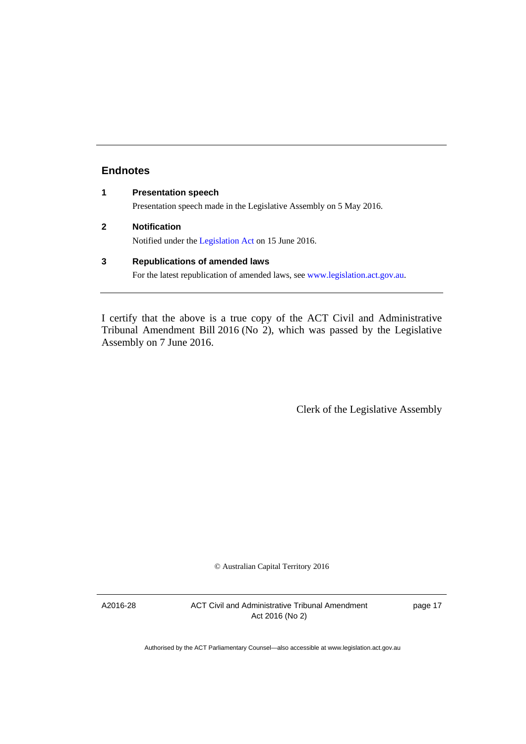## Endnotes

**1 Presentation speech**

Presentation speech made in the Legislative Assembly on 5 May 2016.

**2 Notification**

Notified under the Legislation Act on 15 June 2016.

**3 Republications of amended laws**

For the latest republication of amended laws, see www.legislation.act.gov.au.

---

I certify that the above is a true copy of the ACT Civil and Administrative Tribunal Amendment Bill 2016 (No 2), which was passed by the Legislative Assembly on 7 June 2016.

Clerk of the Legislative Assembly

© Australian Capital Territory 2016